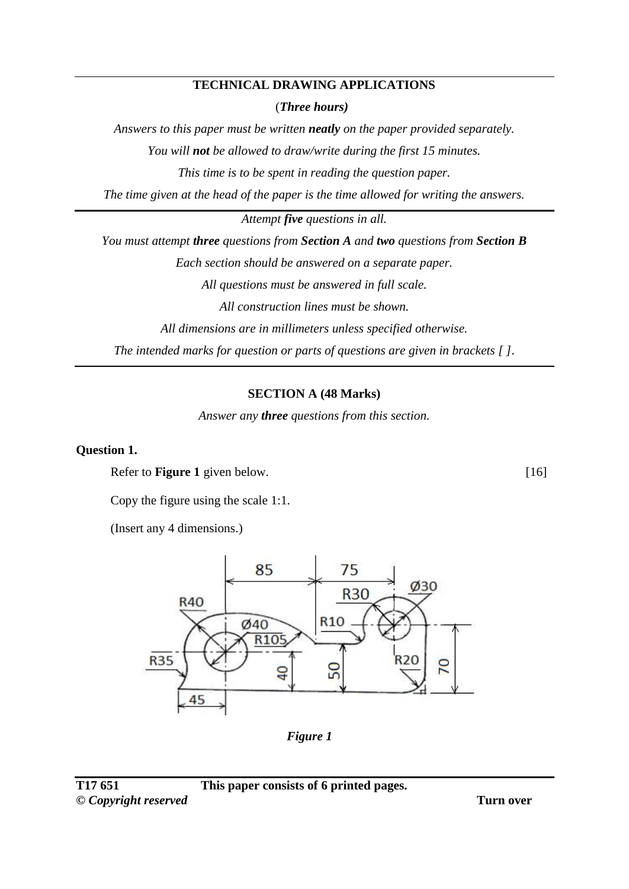# TECHNICAL DRAWING APPLICATIONS

(*Three hours)*

*Answers to this paper must be written* ***neatly*** *on the paper provided separately.*

*You will* ***not*** *be allowed to draw/write during the first 15 minutes.*

*This time is to be spent in reading the question paper.*

*The time given at the head of the paper is the time allowed for writing the answers.*

---

*Attempt* ***five*** *questions in all.*

*You must attempt* ***three*** *questions from* ***Section A*** *and* ***two*** *questions from* ***Section B***

*Each section should be answered on a separate paper.*

*All questions must be answered in full scale.*

*All construction lines must be shown.*

*All dimensions are in millimeters unless specified otherwise.*

*The intended marks for question or parts of questions are given in brackets [ ].*

---

## SECTION A (48 Marks)

*Answer any* ***three*** *questions from this section.*

### Question 1.

Refer to **Figure 1** given below. [16]

Copy the figure using the scale 1:1.

(Insert any 4 dimensions.)

*Figure 1*

T17 651 **This paper consists of 6 printed pages.**

***© Copyright reserved*** **Turn over**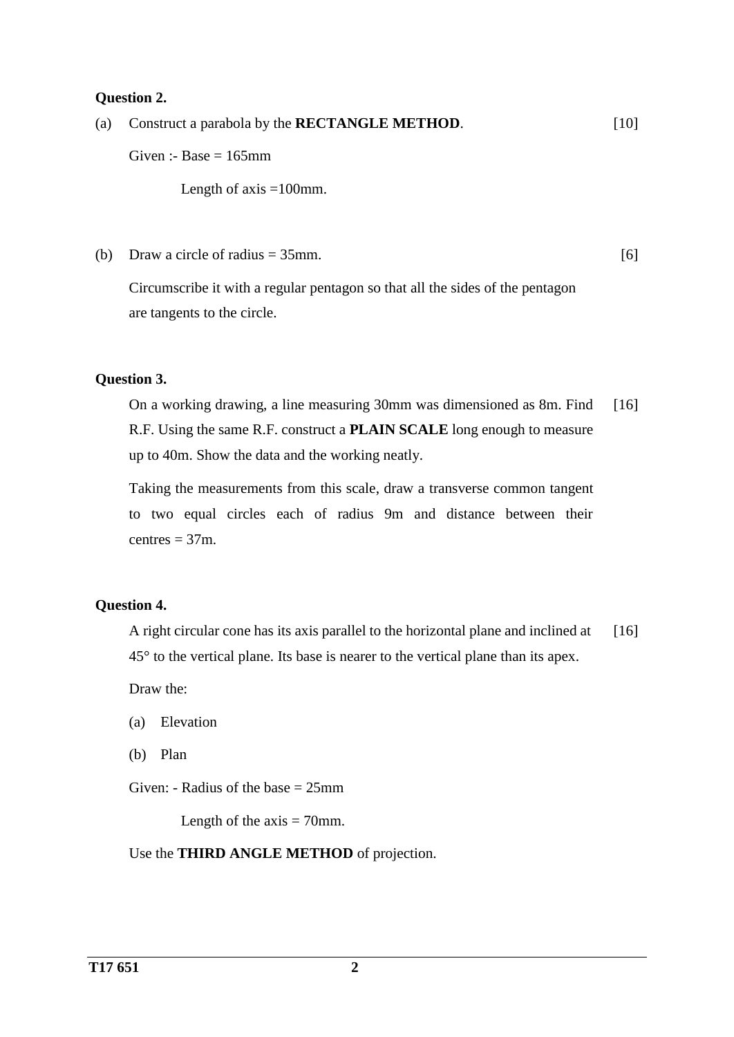**Question 2.**

(a) Construct a parabola by the **RECTANGLE METHOD**. [10]

Given :- Base = 165mm

Length of axis =100mm.

(b) Draw a circle of radius = 35mm. [6]

Circumscribe it with a regular pentagon so that all the sides of the pentagon are tangents to the circle.

**Question 3.**

On a working drawing, a line measuring 30mm was dimensioned as 8m. Find R.F. Using the same R.F. construct a **PLAIN SCALE** long enough to measure up to 40m. Show the data and the working neatly. [16]

Taking the measurements from this scale, draw a transverse common tangent to two equal circles each of radius 9m and distance between their centres = 37m.

**Question 4.**

A right circular cone has its axis parallel to the horizontal plane and inclined at 45° to the vertical plane. Its base is nearer to the vertical plane than its apex. [16]

Draw the:

(a) Elevation

(b) Plan

Given: - Radius of the base = 25mm

Length of the axis = 70mm.

Use the **THIRD ANGLE METHOD** of projection.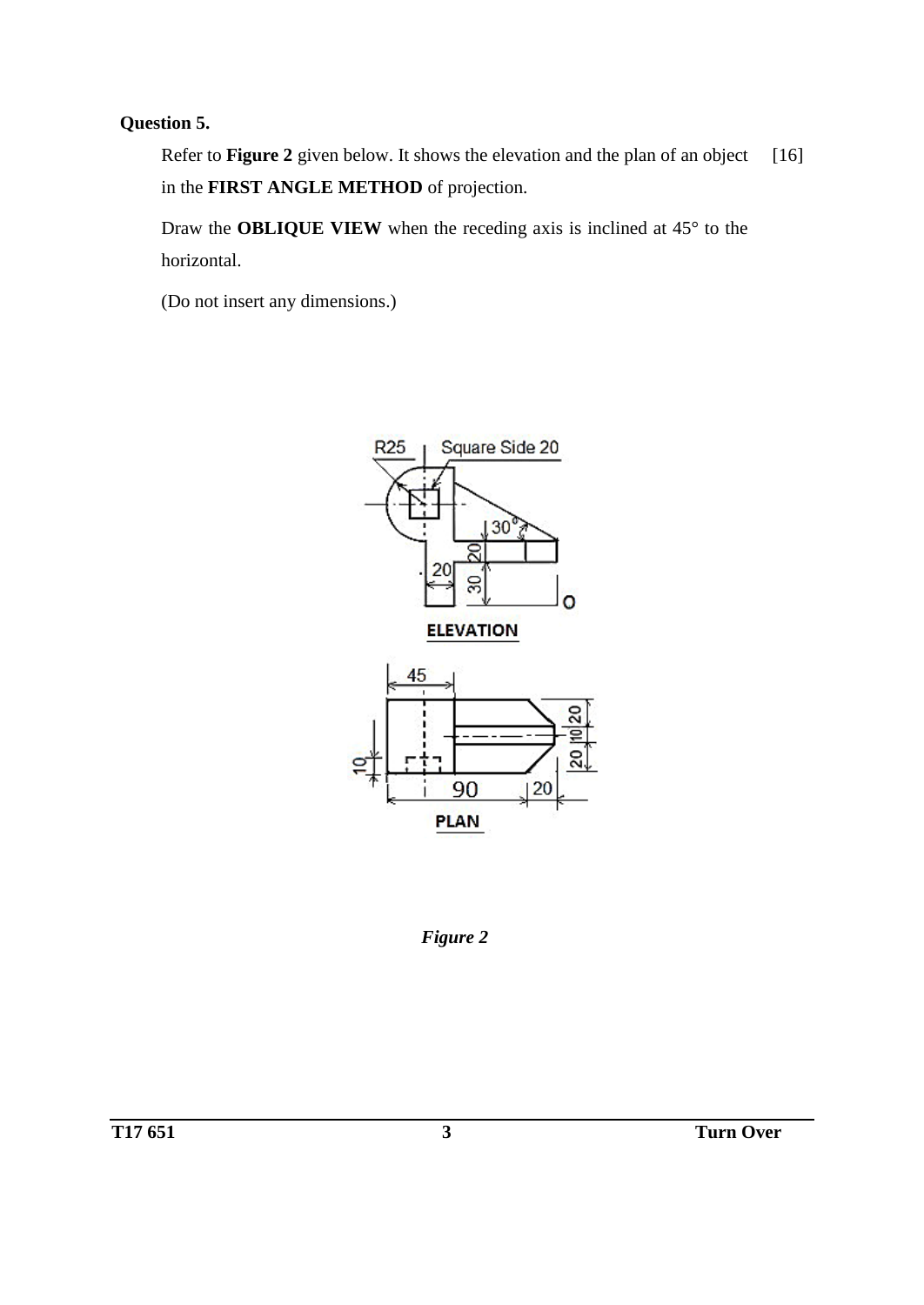**Question 5.**

Refer to **Figure 2** given below. It shows the elevation and the plan of an object in the **FIRST ANGLE METHOD** of projection. [16]

Draw the **OBLIQUE VIEW** when the receding axis is inclined at 45° to the horizontal.

(Do not insert any dimensions.)

*Figure 2*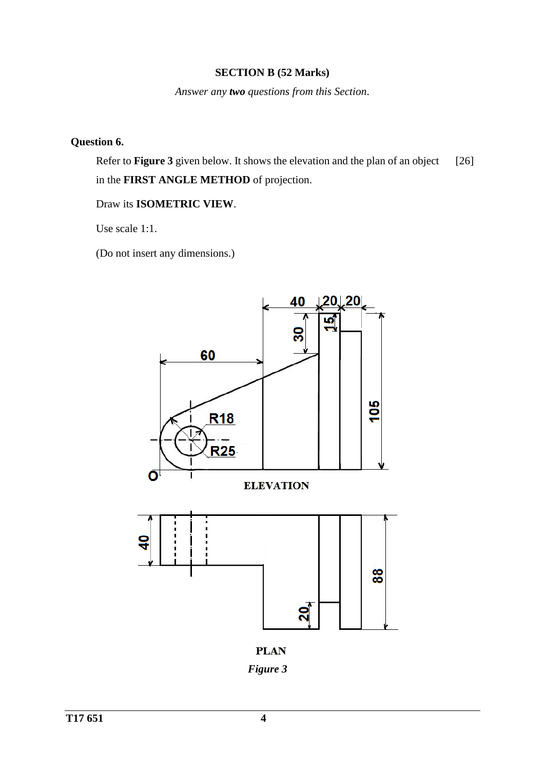## SECTION B (52 Marks)

*Answer any* ***two*** *questions from this Section.*

### Question 6.

Refer to **Figure 3** given below. It shows the elevation and the plan of an object in the **FIRST ANGLE METHOD** of projection. [26]

Draw its **ISOMETRIC VIEW**.

Use scale 1:1.

(Do not insert any dimensions.)

ELEVATION

PLAN

***Figure 3***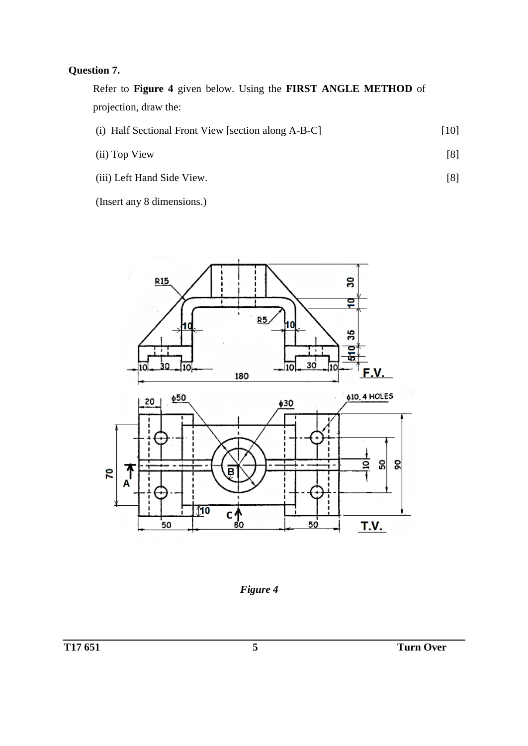**Question 7.**

Refer to **Figure 4** given below. Using the **FIRST ANGLE METHOD** of projection, draw the:

(i) Half Sectional Front View [section along A-B-C] [10]

(ii) Top View [8]

(iii) Left Hand Side View. [8]

(Insert any 8 dimensions.)

*Figure 4*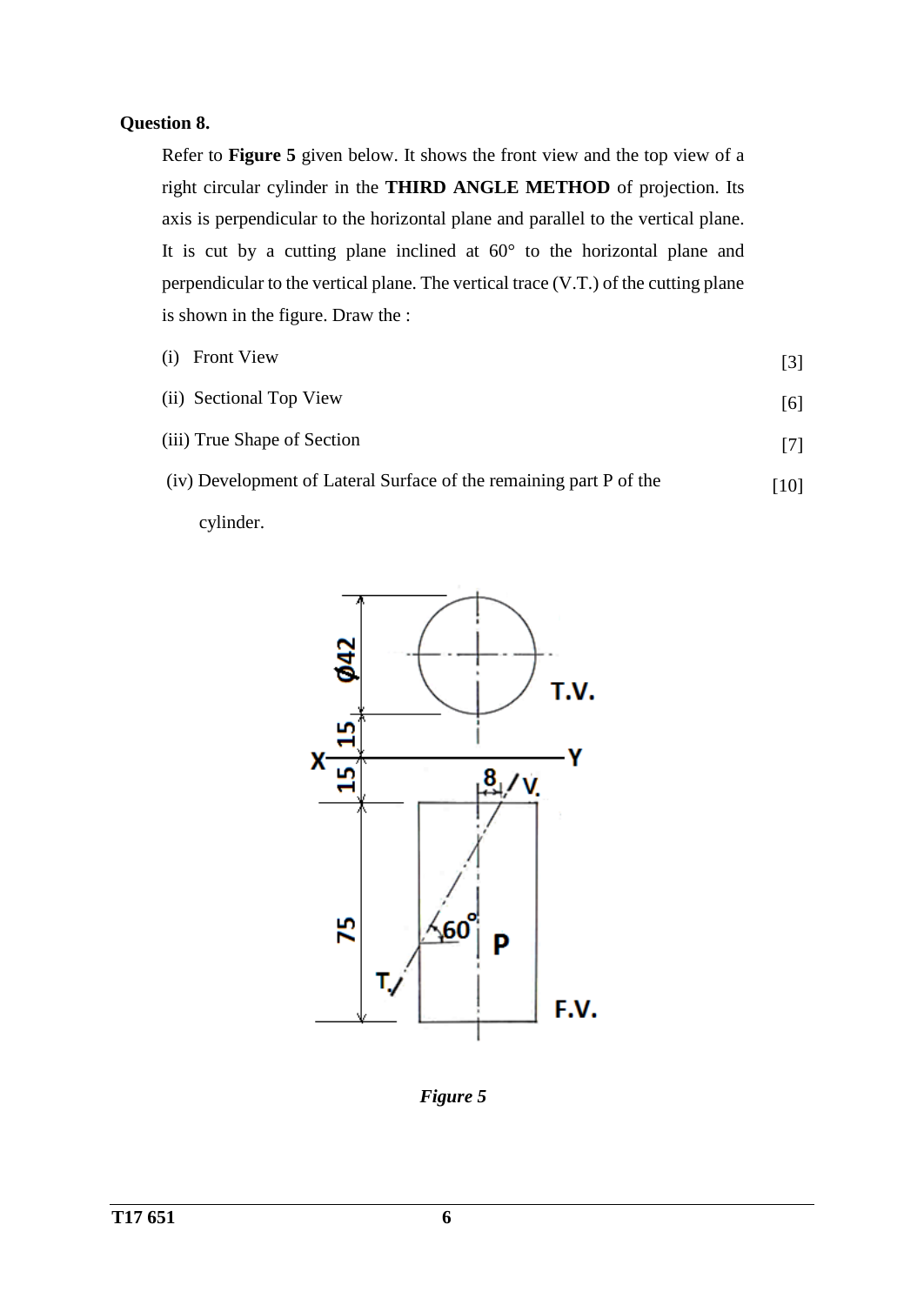**Question 8.**

Refer to **Figure 5** given below. It shows the front view and the top view of a right circular cylinder in the **THIRD ANGLE METHOD** of projection. Its axis is perpendicular to the horizontal plane and parallel to the vertical plane. It is cut by a cutting plane inclined at 60° to the horizontal plane and perpendicular to the vertical plane. The vertical trace (V.T.) of the cutting plane is shown in the figure. Draw the :

(i) Front View [3]

(ii) Sectional Top View [6]

(iii) True Shape of Section [7]

(iv) Development of Lateral Surface of the remaining part P of the cylinder. [10]

Ø42

15

X

Y

15

8

V.

T.V.

75

60°

P

T.

F.V.

*Figure 5*